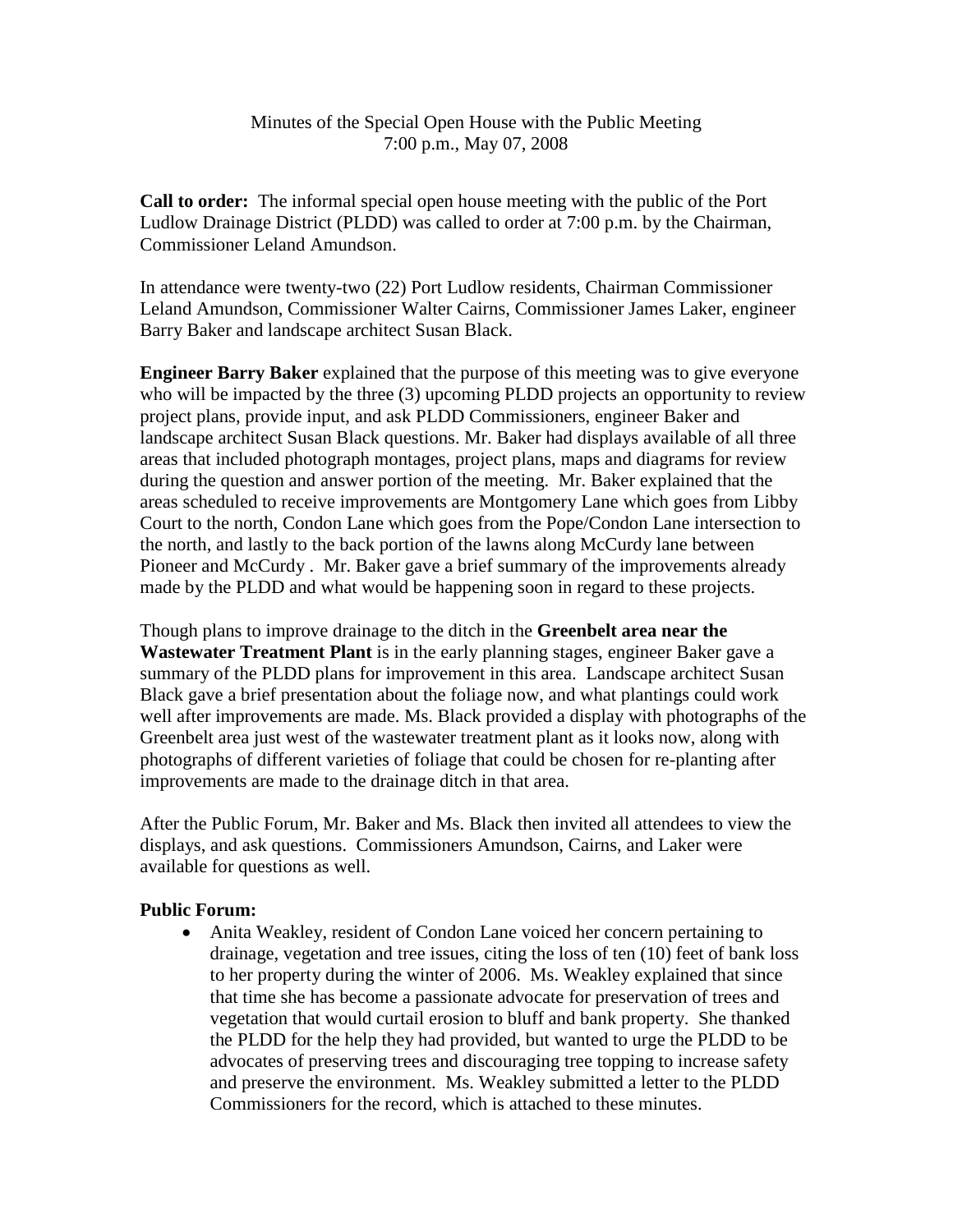Minutes of the Special Open House with the Public Meeting
7:00 p.m., May 07, 2008

**Call to order:** The informal special open house meeting with the public of the Port Ludlow Drainage District (PLDD) was called to order at 7:00 p.m. by the Chairman, Commissioner Leland Amundson.

In attendance were twenty-two (22) Port Ludlow residents, Chairman Commissioner Leland Amundson, Commissioner Walter Cairns, Commissioner James Laker, engineer Barry Baker and landscape architect Susan Black.

**Engineer Barry Baker** explained that the purpose of this meeting was to give everyone who will be impacted by the three (3) upcoming PLDD projects an opportunity to review project plans, provide input, and ask PLDD Commissioners, engineer Baker and landscape architect Susan Black questions. Mr. Baker had displays available of all three areas that included photograph montages, project plans, maps and diagrams for review during the question and answer portion of the meeting. Mr. Baker explained that the areas scheduled to receive improvements are Montgomery Lane which goes from Libby Court to the north, Condon Lane which goes from the Pope/Condon Lane intersection to the north, and lastly to the back portion of the lawns along McCurdy lane between Pioneer and McCurdy . Mr. Baker gave a brief summary of the improvements already made by the PLDD and what would be happening soon in regard to these projects.

Though plans to improve drainage to the ditch in the **Greenbelt area near the Wastewater Treatment Plant** is in the early planning stages, engineer Baker gave a summary of the PLDD plans for improvement in this area. Landscape architect Susan Black gave a brief presentation about the foliage now, and what plantings could work well after improvements are made. Ms. Black provided a display with photographs of the Greenbelt area just west of the wastewater treatment plant as it looks now, along with photographs of different varieties of foliage that could be chosen for re-planting after improvements are made to the drainage ditch in that area.

After the Public Forum, Mr. Baker and Ms. Black then invited all attendees to view the displays, and ask questions. Commissioners Amundson, Cairns, and Laker were available for questions as well.

**Public Forum:**

- Anita Weakley, resident of Condon Lane voiced her concern pertaining to drainage, vegetation and tree issues, citing the loss of ten (10) feet of bank loss to her property during the winter of 2006. Ms. Weakley explained that since that time she has become a passionate advocate for preservation of trees and vegetation that would curtail erosion to bluff and bank property. She thanked the PLDD for the help they had provided, but wanted to urge the PLDD to be advocates of preserving trees and discouraging tree topping to increase safety and preserve the environment. Ms. Weakley submitted a letter to the PLDD Commissioners for the record, which is attached to these minutes.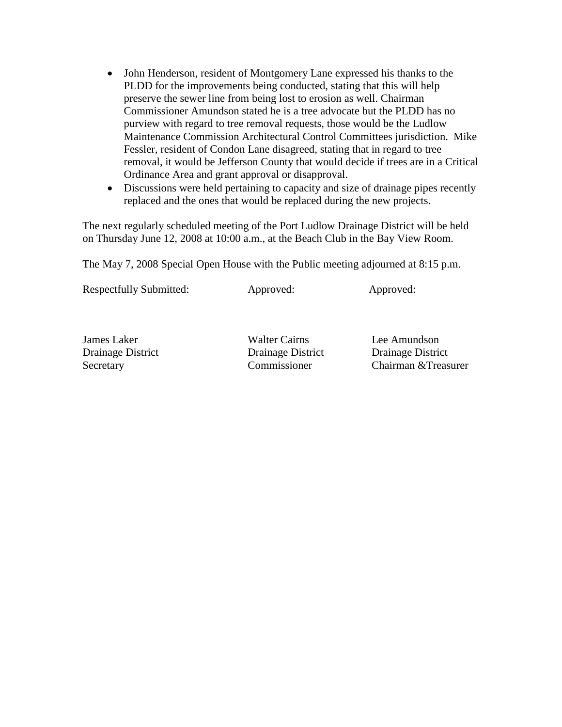- John Henderson, resident of Montgomery Lane expressed his thanks to the PLDD for the improvements being conducted, stating that this will help preserve the sewer line from being lost to erosion as well. Chairman Commissioner Amundson stated he is a tree advocate but the PLDD has no purview with regard to tree removal requests, those would be the Ludlow Maintenance Commission Architectural Control Committees jurisdiction. Mike Fessler, resident of Condon Lane disagreed, stating that in regard to tree removal, it would be Jefferson County that would decide if trees are in a Critical Ordinance Area and grant approval or disapproval.
- Discussions were held pertaining to capacity and size of drainage pipes recently replaced and the ones that would be replaced during the new projects.

The next regularly scheduled meeting of the Port Ludlow Drainage District will be held on Thursday June 12, 2008 at 10:00 a.m., at the Beach Club in the Bay View Room.

The May 7, 2008 Special Open House with the Public meeting adjourned at 8:15 p.m.

| Respectfully Submitted: | Approved: | Approved: |
|---|---|---|
| James Laker<br>Drainage District<br>Secretary | Walter Cairns<br>Drainage District<br>Commissioner | Lee Amundson<br>Drainage District<br>Chairman &Treasurer |